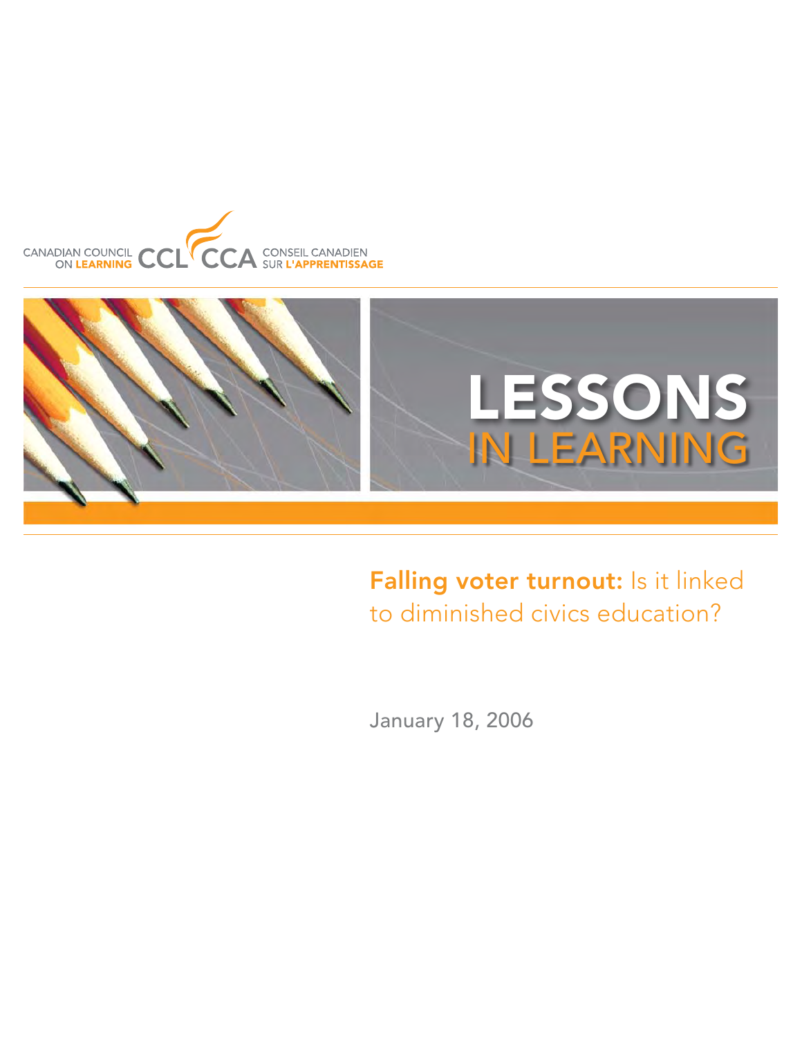CANADIAN COUNCIL ON LEARNING CCL CCA CONSEIL CANADIEN SUR L'APPRENTISSAGE

# LESSONS IN LEARNING

## **Falling voter turnout:** Is it linked to diminished civics education?

January 18, 2006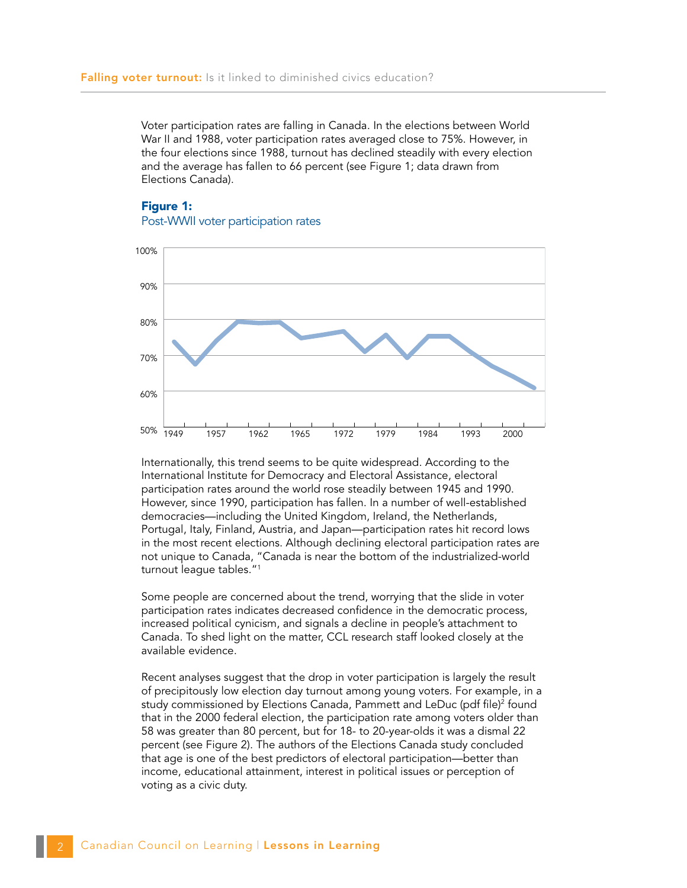Voter participation rates are falling in Canada. In the elections between World War II and 1988, voter participation rates averaged close to 75%. However, in the four elections since 1988, turnout has declined steadily with every election and the average has fallen to 66 percent (see Figure 1; data drawn from Elections Canada).

**Figure 1:**
Post-WWII voter participation rates

Internationally, this trend seems to be quite widespread. According to the International Institute for Democracy and Electoral Assistance, electoral participation rates around the world rose steadily between 1945 and 1990. However, since 1990, participation has fallen. In a number of well-established democracies—including the United Kingdom, Ireland, the Netherlands, Portugal, Italy, Finland, Austria, and Japan—participation rates hit record lows in the most recent elections. Although declining electoral participation rates are not unique to Canada, "Canada is near the bottom of the industrialized-world turnout league tables."[1]

Some people are concerned about the trend, worrying that the slide in voter participation rates indicates decreased confidence in the democratic process, increased political cynicism, and signals a decline in people's attachment to Canada. To shed light on the matter, CCL research staff looked closely at the available evidence.

Recent analyses suggest that the drop in voter participation is largely the result of precipitously low election day turnout among young voters. For example, in a study commissioned by Elections Canada, Pammett and LeDuc (pdf file)[2] found that in the 2000 federal election, the participation rate among voters older than 58 was greater than 80 percent, but for 18- to 20-year-olds it was a dismal 22 percent (see Figure 2). The authors of the Elections Canada study concluded that age is one of the best predictors of electoral participation—better than income, educational attainment, interest in political issues or perception of voting as a civic duty.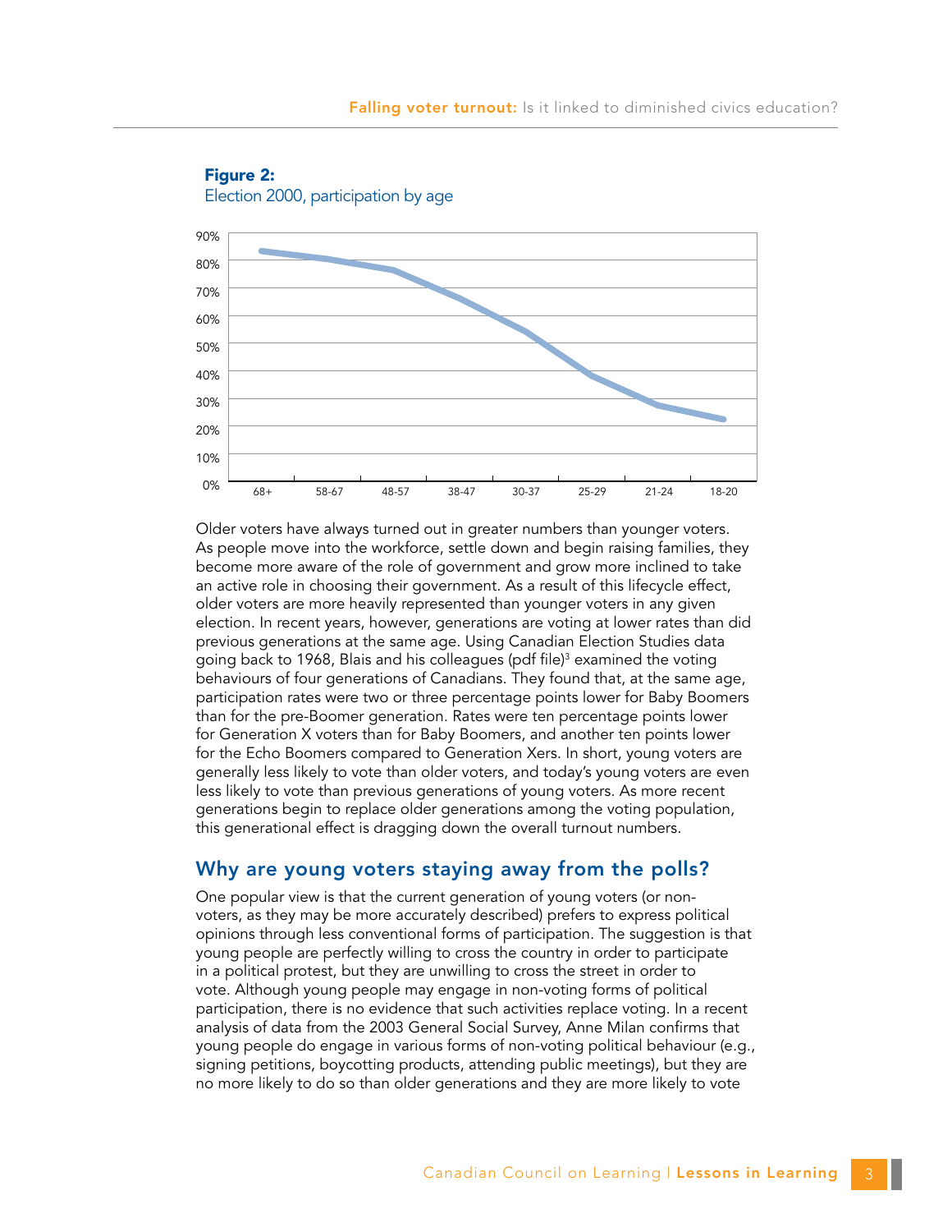**Figure 2:**
Election 2000, participation by age

Older voters have always turned out in greater numbers than younger voters. As people move into the workforce, settle down and begin raising families, they become more aware of the role of government and grow more inclined to take an active role in choosing their government. As a result of this lifecycle effect, older voters are more heavily represented than younger voters in any given election. In recent years, however, generations are voting at lower rates than did previous generations at the same age. Using Canadian Election Studies data going back to 1968, Blais and his colleagues (pdf file)[3] examined the voting behaviours of four generations of Canadians. They found that, at the same age, participation rates were two or three percentage points lower for Baby Boomers than for the pre-Boomer generation. Rates were ten percentage points lower for Generation X voters than for Baby Boomers, and another ten points lower for the Echo Boomers compared to Generation Xers. In short, young voters are generally less likely to vote than older voters, and today's young voters are even less likely to vote than previous generations of young voters. As more recent generations begin to replace older generations among the voting population, this generational effect is dragging down the overall turnout numbers.

## Why are young voters staying away from the polls?

One popular view is that the current generation of young voters (or non-voters, as they may be more accurately described) prefers to express political opinions through less conventional forms of participation. The suggestion is that young people are perfectly willing to cross the country in order to participate in a political protest, but they are unwilling to cross the street in order to vote. Although young people may engage in non-voting forms of political participation, there is no evidence that such activities replace voting. In a recent analysis of data from the 2003 General Social Survey, Anne Milan confirms that young people do engage in various forms of non-voting political behaviour (e.g., signing petitions, boycotting products, attending public meetings), but they are no more likely to do so than older generations and they are more likely to vote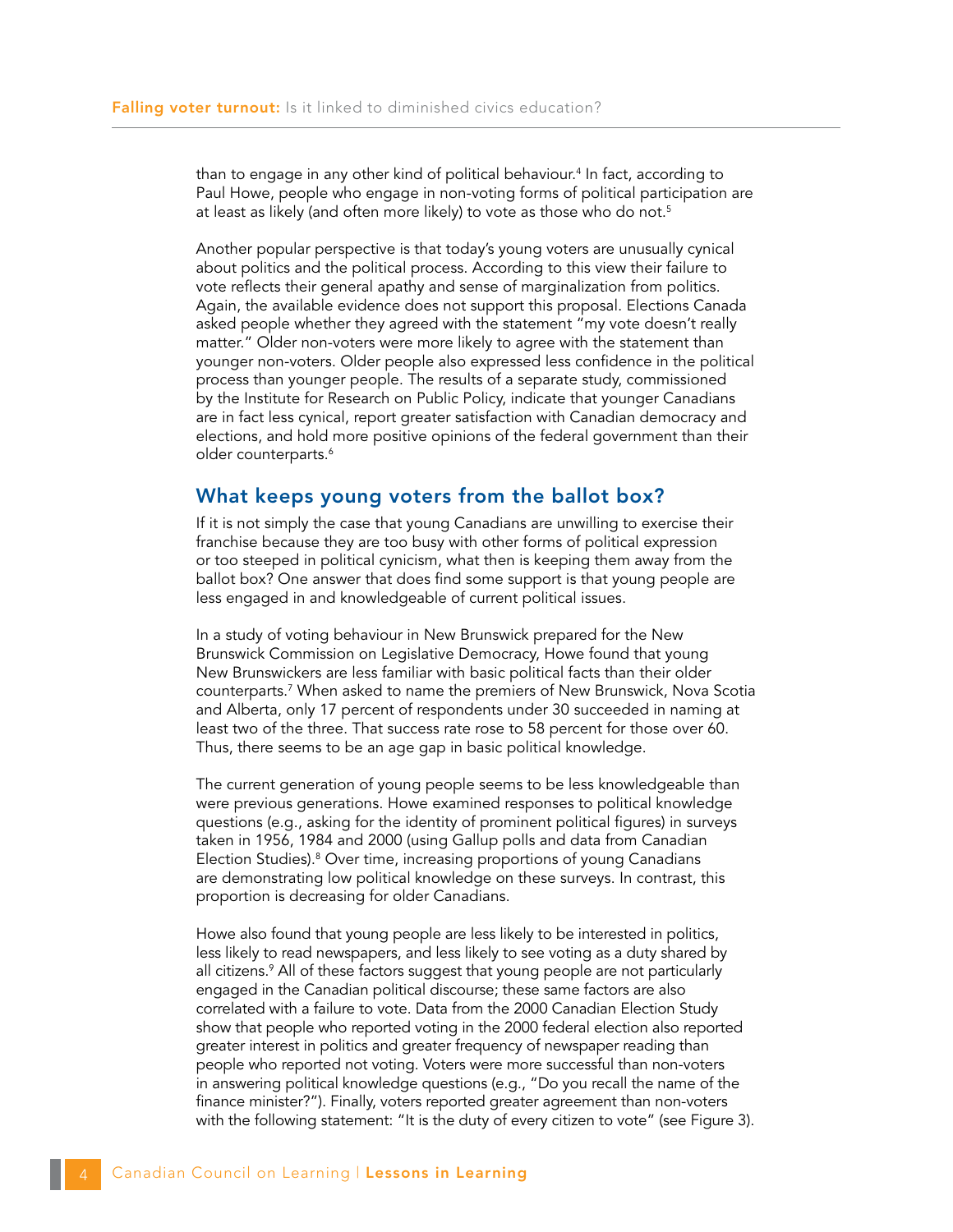than to engage in any other kind of political behaviour.[4] In fact, according to Paul Howe, people who engage in non-voting forms of political participation are at least as likely (and often more likely) to vote as those who do not.[5]

Another popular perspective is that today's young voters are unusually cynical about politics and the political process. According to this view their failure to vote reflects their general apathy and sense of marginalization from politics. Again, the available evidence does not support this proposal. Elections Canada asked people whether they agreed with the statement "my vote doesn't really matter." Older non-voters were more likely to agree with the statement than younger non-voters. Older people also expressed less confidence in the political process than younger people. The results of a separate study, commissioned by the Institute for Research on Public Policy, indicate that younger Canadians are in fact less cynical, report greater satisfaction with Canadian democracy and elections, and hold more positive opinions of the federal government than their older counterparts.[6]

## What keeps young voters from the ballot box?

If it is not simply the case that young Canadians are unwilling to exercise their franchise because they are too busy with other forms of political expression or too steeped in political cynicism, what then is keeping them away from the ballot box? One answer that does find some support is that young people are less engaged in and knowledgeable of current political issues.

In a study of voting behaviour in New Brunswick prepared for the New Brunswick Commission on Legislative Democracy, Howe found that young New Brunswickers are less familiar with basic political facts than their older counterparts.[7] When asked to name the premiers of New Brunswick, Nova Scotia and Alberta, only 17 percent of respondents under 30 succeeded in naming at least two of the three. That success rate rose to 58 percent for those over 60. Thus, there seems to be an age gap in basic political knowledge.

The current generation of young people seems to be less knowledgeable than were previous generations. Howe examined responses to political knowledge questions (e.g., asking for the identity of prominent political figures) in surveys taken in 1956, 1984 and 2000 (using Gallup polls and data from Canadian Election Studies).[8] Over time, increasing proportions of young Canadians are demonstrating low political knowledge on these surveys. In contrast, this proportion is decreasing for older Canadians.

Howe also found that young people are less likely to be interested in politics, less likely to read newspapers, and less likely to see voting as a duty shared by all citizens.[9] All of these factors suggest that young people are not particularly engaged in the Canadian political discourse; these same factors are also correlated with a failure to vote. Data from the 2000 Canadian Election Study show that people who reported voting in the 2000 federal election also reported greater interest in politics and greater frequency of newspaper reading than people who reported not voting. Voters were more successful than non-voters in answering political knowledge questions (e.g., "Do you recall the name of the finance minister?"). Finally, voters reported greater agreement than non-voters with the following statement: "It is the duty of every citizen to vote" (see Figure 3).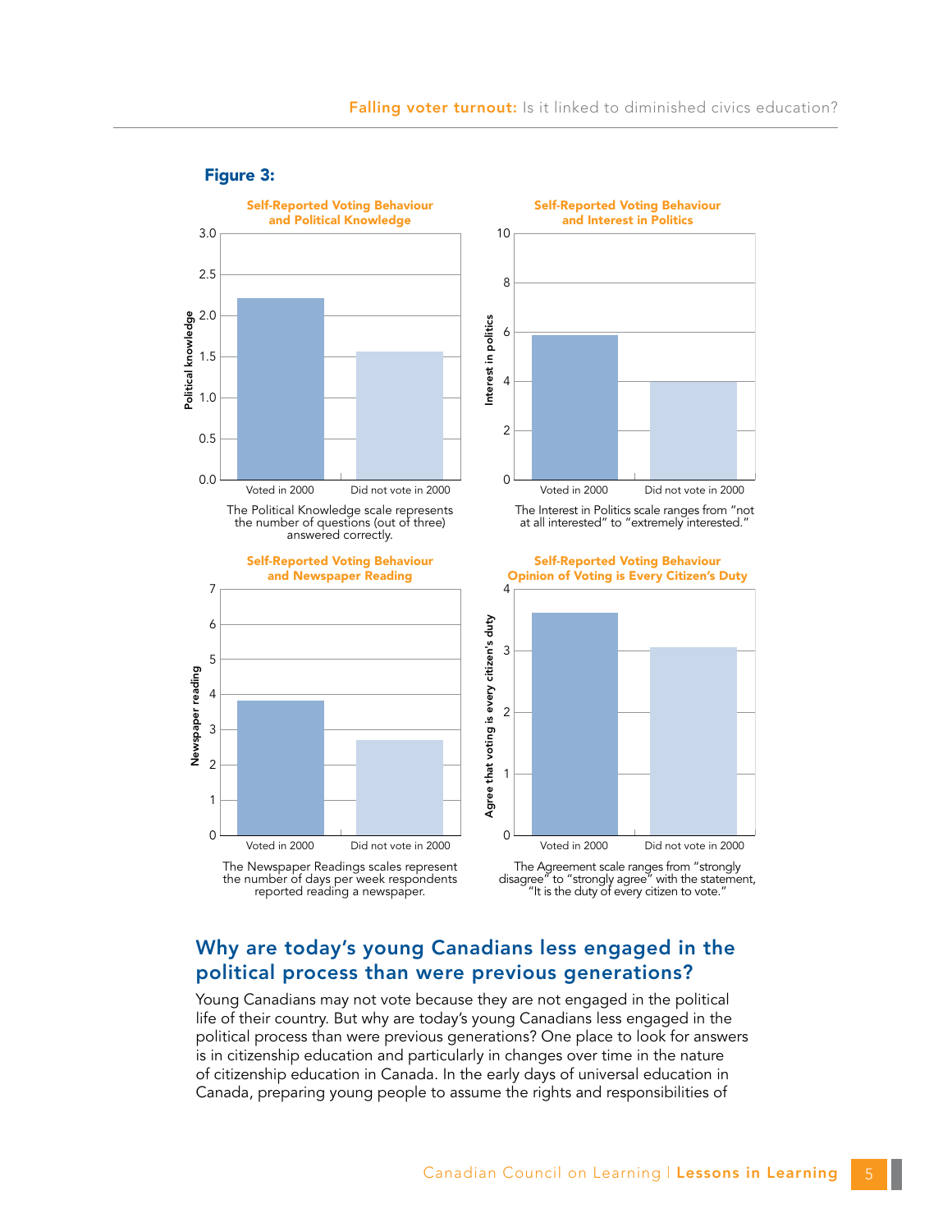**Figure 3:**

**Self-Reported Voting Behaviour and Political Knowledge**

The Political Knowledge scale represents the number of questions (out of three) answered correctly.

**Self-Reported Voting Behaviour and Interest in Politics**

The Interest in Politics scale ranges from "not at all interested" to "extremely interested."

**Self-Reported Voting Behaviour and Newspaper Reading**

The Newspaper Readings scales represent the number of days per week respondents reported reading a newspaper.

**Self-Reported Voting Behaviour Opinion of Voting is Every Citizen's Duty**

The Agreement scale ranges from "strongly disagree" to "strongly agree" with the statement, "It is the duty of every citizen to vote."

## Why are today's young Canadians less engaged in the political process than were previous generations?

Young Canadians may not vote because they are not engaged in the political life of their country. But why are today's young Canadians less engaged in the political process than were previous generations? One place to look for answers is in citizenship education and particularly in changes over time in the nature of citizenship education in Canada. In the early days of universal education in Canada, preparing young people to assume the rights and responsibilities of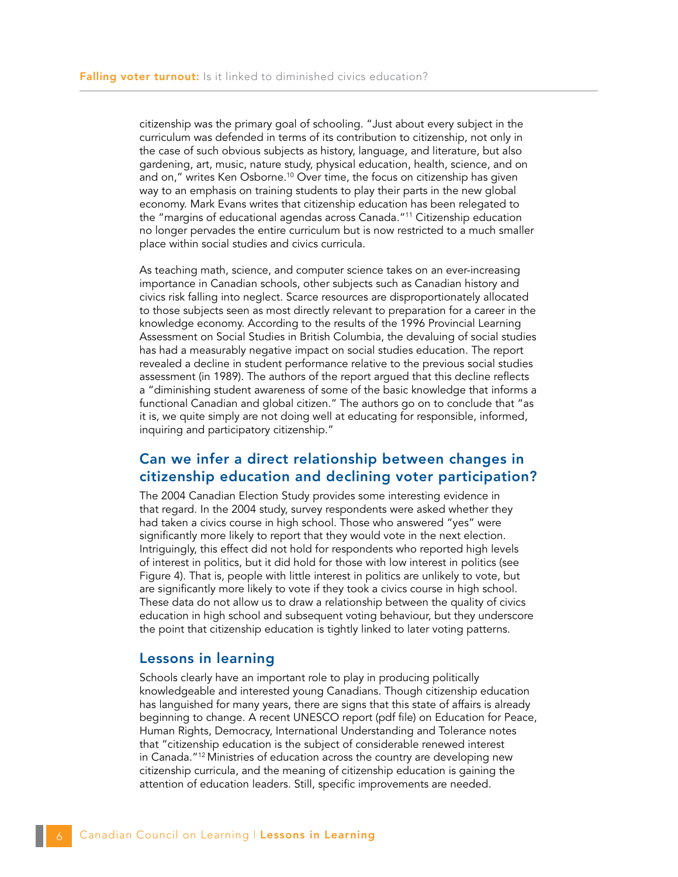citizenship was the primary goal of schooling. "Just about every subject in the curriculum was defended in terms of its contribution to citizenship, not only in the case of such obvious subjects as history, language, and literature, but also gardening, art, music, nature study, physical education, health, science, and on and on," writes Ken Osborne.[10] Over time, the focus on citizenship has given way to an emphasis on training students to play their parts in the new global economy. Mark Evans writes that citizenship education has been relegated to the "margins of educational agendas across Canada."[11] Citizenship education no longer pervades the entire curriculum but is now restricted to a much smaller place within social studies and civics curricula.

As teaching math, science, and computer science takes on an ever-increasing importance in Canadian schools, other subjects such as Canadian history and civics risk falling into neglect. Scarce resources are disproportionately allocated to those subjects seen as most directly relevant to preparation for a career in the knowledge economy. According to the results of the 1996 Provincial Learning Assessment on Social Studies in British Columbia, the devaluing of social studies has had a measurably negative impact on social studies education. The report revealed a decline in student performance relative to the previous social studies assessment (in 1989). The authors of the report argued that this decline reflects a "diminishing student awareness of some of the basic knowledge that informs a functional Canadian and global citizen." The authors go on to conclude that "as it is, we quite simply are not doing well at educating for responsible, informed, inquiring and participatory citizenship."

## Can we infer a direct relationship between changes in citizenship education and declining voter participation?

The 2004 Canadian Election Study provides some interesting evidence in that regard. In the 2004 study, survey respondents were asked whether they had taken a civics course in high school. Those who answered "yes" were significantly more likely to report that they would vote in the next election. Intriguingly, this effect did not hold for respondents who reported high levels of interest in politics, but it did hold for those with low interest in politics (see Figure 4). That is, people with little interest in politics are unlikely to vote, but are significantly more likely to vote if they took a civics course in high school. These data do not allow us to draw a relationship between the quality of civics education in high school and subsequent voting behaviour, but they underscore the point that citizenship education is tightly linked to later voting patterns.

## Lessons in learning

Schools clearly have an important role to play in producing politically knowledgeable and interested young Canadians. Though citizenship education has languished for many years, there are signs that this state of affairs is already beginning to change. A recent UNESCO report (pdf file) on Education for Peace, Human Rights, Democracy, International Understanding and Tolerance notes that "citizenship education is the subject of considerable renewed interest in Canada."[12] Ministries of education across the country are developing new citizenship curricula, and the meaning of citizenship education is gaining the attention of education leaders. Still, specific improvements are needed.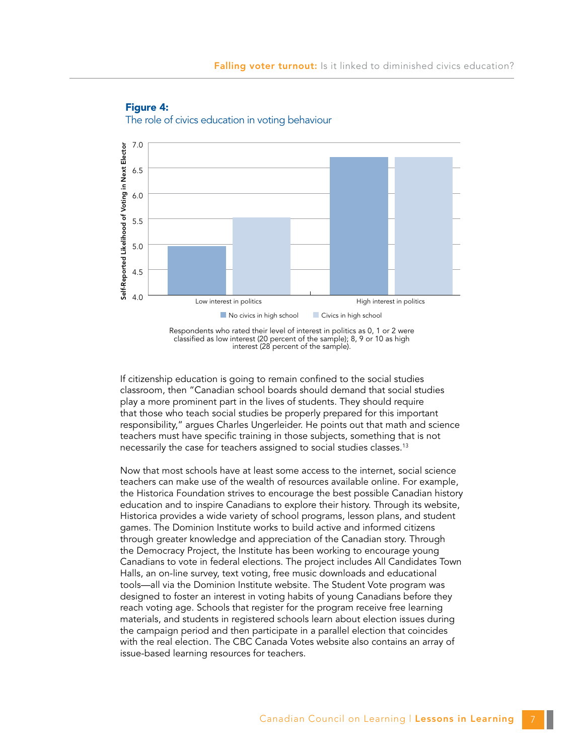**Figure 4:**
The role of civics education in voting behaviour

Respondents who rated their level of interest in politics as 0, 1 or 2 were classified as low interest (20 percent of the sample); 8, 9 or 10 as high interest (28 percent of the sample).

If citizenship education is going to remain confined to the social studies classroom, then "Canadian school boards should demand that social studies play a more prominent part in the lives of students. They should require that those who teach social studies be properly prepared for this important responsibility," argues Charles Ungerleider. He points out that math and science teachers must have specific training in those subjects, something that is not necessarily the case for teachers assigned to social studies classes.[13]

Now that most schools have at least some access to the internet, social science teachers can make use of the wealth of resources available online. For example, the Historica Foundation strives to encourage the best possible Canadian history education and to inspire Canadians to explore their history. Through its website, Historica provides a wide variety of school programs, lesson plans, and student games. The Dominion Institute works to build active and informed citizens through greater knowledge and appreciation of the Canadian story. Through the Democracy Project, the Institute has been working to encourage young Canadians to vote in federal elections. The project includes All Candidates Town Halls, an on-line survey, text voting, free music downloads and educational tools—all via the Dominion Institute website. The Student Vote program was designed to foster an interest in voting habits of young Canadians before they reach voting age. Schools that register for the program receive free learning materials, and students in registered schools learn about election issues during the campaign period and then participate in a parallel election that coincides with the real election. The CBC Canada Votes website also contains an array of issue-based learning resources for teachers.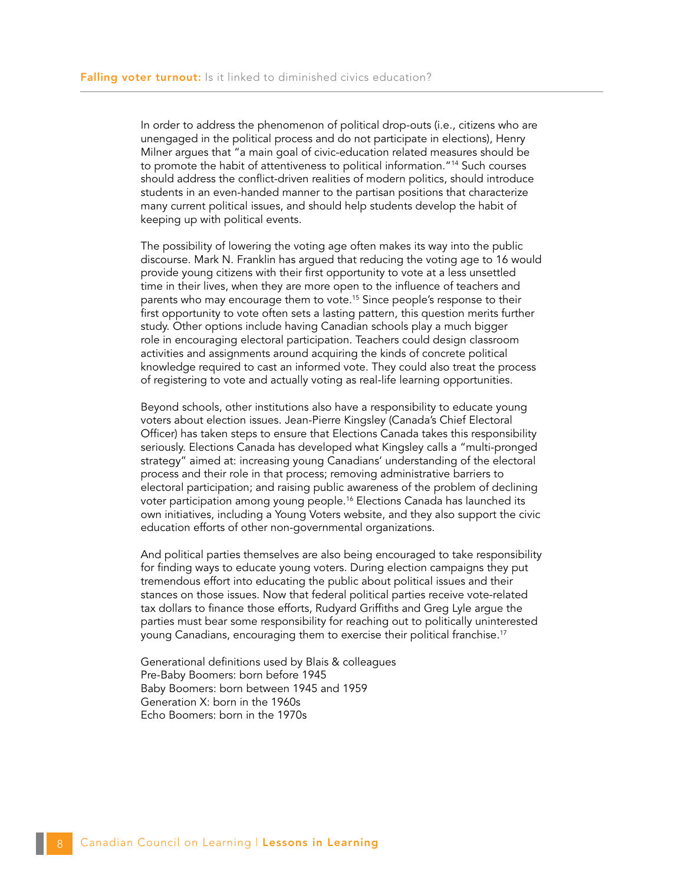In order to address the phenomenon of political drop-outs (i.e., citizens who are unengaged in the political process and do not participate in elections), Henry Milner argues that "a main goal of civic-education related measures should be to promote the habit of attentiveness to political information."[14] Such courses should address the conflict-driven realities of modern politics, should introduce students in an even-handed manner to the partisan positions that characterize many current political issues, and should help students develop the habit of keeping up with political events.

The possibility of lowering the voting age often makes its way into the public discourse. Mark N. Franklin has argued that reducing the voting age to 16 would provide young citizens with their first opportunity to vote at a less unsettled time in their lives, when they are more open to the influence of teachers and parents who may encourage them to vote.[15] Since people's response to their first opportunity to vote often sets a lasting pattern, this question merits further study. Other options include having Canadian schools play a much bigger role in encouraging electoral participation. Teachers could design classroom activities and assignments around acquiring the kinds of concrete political knowledge required to cast an informed vote. They could also treat the process of registering to vote and actually voting as real-life learning opportunities.

Beyond schools, other institutions also have a responsibility to educate young voters about election issues. Jean-Pierre Kingsley (Canada's Chief Electoral Officer) has taken steps to ensure that Elections Canada takes this responsibility seriously. Elections Canada has developed what Kingsley calls a "multi-pronged strategy" aimed at: increasing young Canadians' understanding of the electoral process and their role in that process; removing administrative barriers to electoral participation; and raising public awareness of the problem of declining voter participation among young people.[16] Elections Canada has launched its own initiatives, including a Young Voters website, and they also support the civic education efforts of other non-governmental organizations.

And political parties themselves are also being encouraged to take responsibility for finding ways to educate young voters. During election campaigns they put tremendous effort into educating the public about political issues and their stances on those issues. Now that federal political parties receive vote-related tax dollars to finance those efforts, Rudyard Griffiths and Greg Lyle argue the parties must bear some responsibility for reaching out to politically uninterested young Canadians, encouraging them to exercise their political franchise.[17]

Generational definitions used by Blais & colleagues  
Pre-Baby Boomers: born before 1945  
Baby Boomers: born between 1945 and 1959  
Generation X: born in the 1960s  
Echo Boomers: born in the 1970s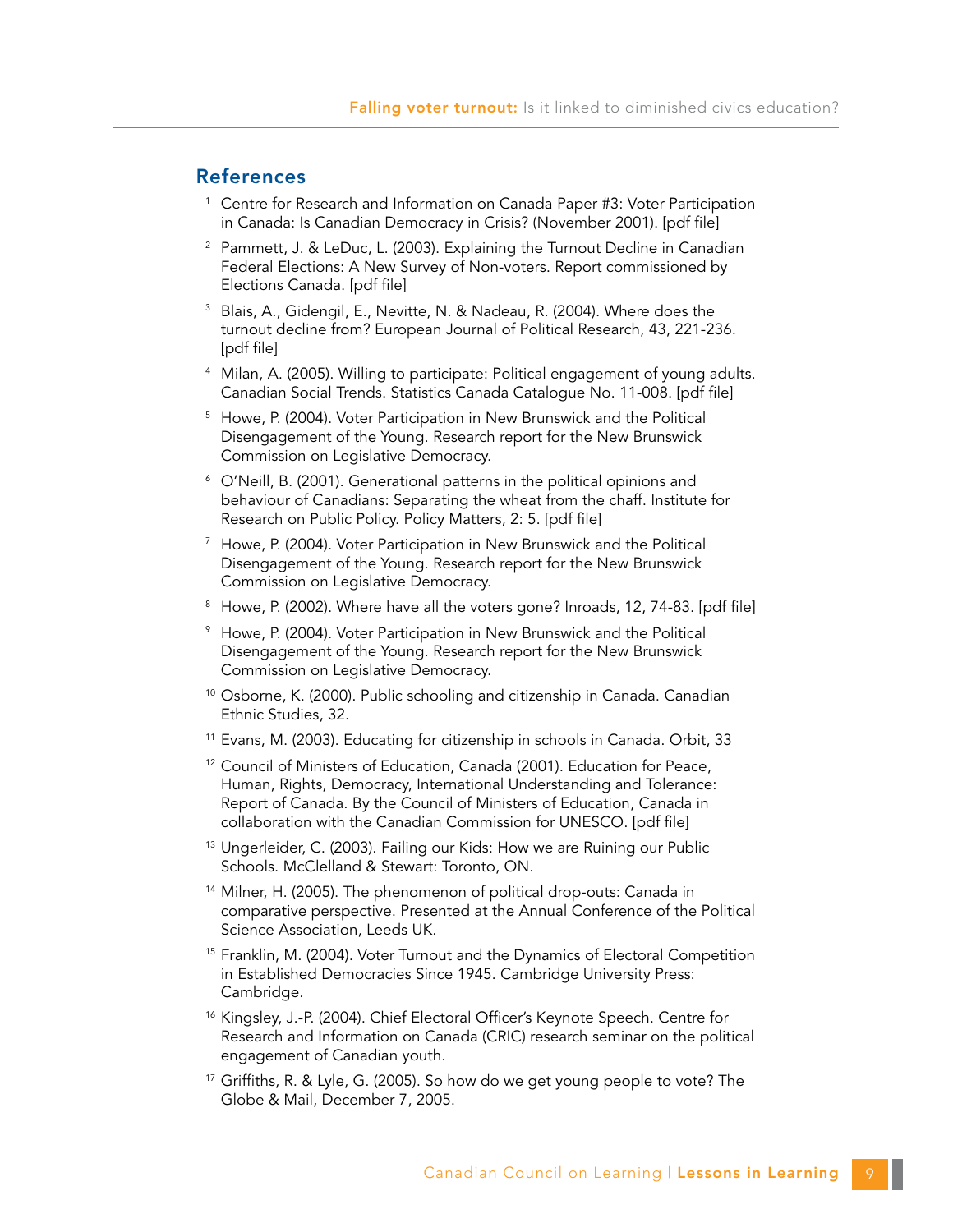## References

1. Centre for Research and Information on Canada Paper #3: Voter Participation in Canada: Is Canadian Democracy in Crisis? (November 2001). [pdf file]
2. Pammett, J. & LeDuc, L. (2003). Explaining the Turnout Decline in Canadian Federal Elections: A New Survey of Non-voters. Report commissioned by Elections Canada. [pdf file]
3. Blais, A., Gidengil, E., Nevitte, N. & Nadeau, R. (2004). Where does the turnout decline from? European Journal of Political Research, 43, 221-236. [pdf file]
4. Milan, A. (2005). Willing to participate: Political engagement of young adults. Canadian Social Trends. Statistics Canada Catalogue No. 11-008. [pdf file]
5. Howe, P. (2004). Voter Participation in New Brunswick and the Political Disengagement of the Young. Research report for the New Brunswick Commission on Legislative Democracy.
6. O'Neill, B. (2001). Generational patterns in the political opinions and behaviour of Canadians: Separating the wheat from the chaff. Institute for Research on Public Policy. Policy Matters, 2: 5. [pdf file]
7. Howe, P. (2004). Voter Participation in New Brunswick and the Political Disengagement of the Young. Research report for the New Brunswick Commission on Legislative Democracy.
8. Howe, P. (2002). Where have all the voters gone? Inroads, 12, 74-83. [pdf file]
9. Howe, P. (2004). Voter Participation in New Brunswick and the Political Disengagement of the Young. Research report for the New Brunswick Commission on Legislative Democracy.
10. Osborne, K. (2000). Public schooling and citizenship in Canada. Canadian Ethnic Studies, 32.
11. Evans, M. (2003). Educating for citizenship in schools in Canada. Orbit, 33
12. Council of Ministers of Education, Canada (2001). Education for Peace, Human, Rights, Democracy, International Understanding and Tolerance: Report of Canada. By the Council of Ministers of Education, Canada in collaboration with the Canadian Commission for UNESCO. [pdf file]
13. Ungerleider, C. (2003). Failing our Kids: How we are Ruining our Public Schools. McClelland & Stewart: Toronto, ON.
14. Milner, H. (2005). The phenomenon of political drop-outs: Canada in comparative perspective. Presented at the Annual Conference of the Political Science Association, Leeds UK.
15. Franklin, M. (2004). Voter Turnout and the Dynamics of Electoral Competition in Established Democracies Since 1945. Cambridge University Press: Cambridge.
16. Kingsley, J.-P. (2004). Chief Electoral Officer's Keynote Speech. Centre for Research and Information on Canada (CRIC) research seminar on the political engagement of Canadian youth.
17. Griffiths, R. & Lyle, G. (2005). So how do we get young people to vote? The Globe & Mail, December 7, 2005.